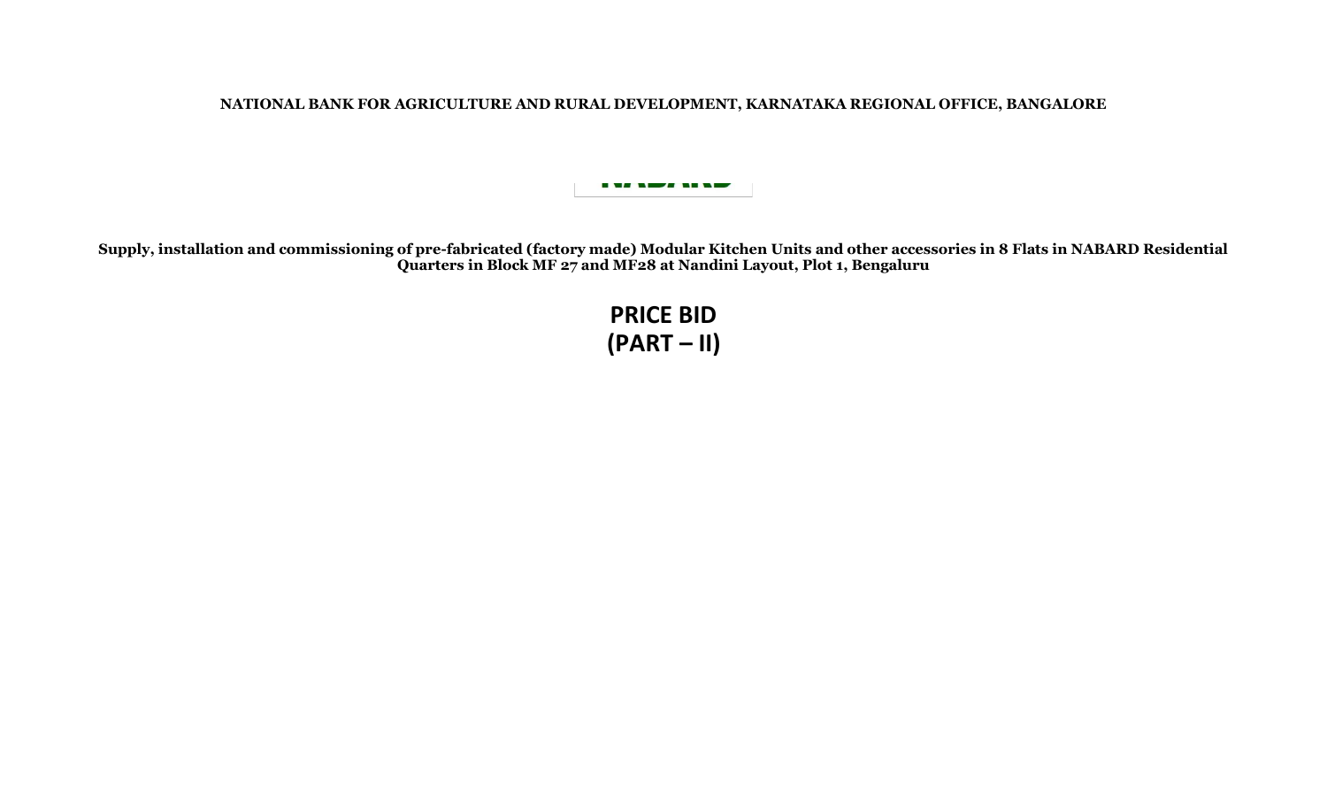**NATIONAL BANK FOR AGRICULTURE AND RURAL DEVELOPMENT, KARNATAKA REGIONAL OFFICE, BANGALORE**

**Supply, installation and commissioning of pre-fabricated (factory made) Modular Kitchen Units and other accessories in 8 Flats in NABARD Residential Quarters in Block MF 27 and MF28 at Nandini Layout, Plot 1, Bengaluru**

# PRICE BID
# (PART – II)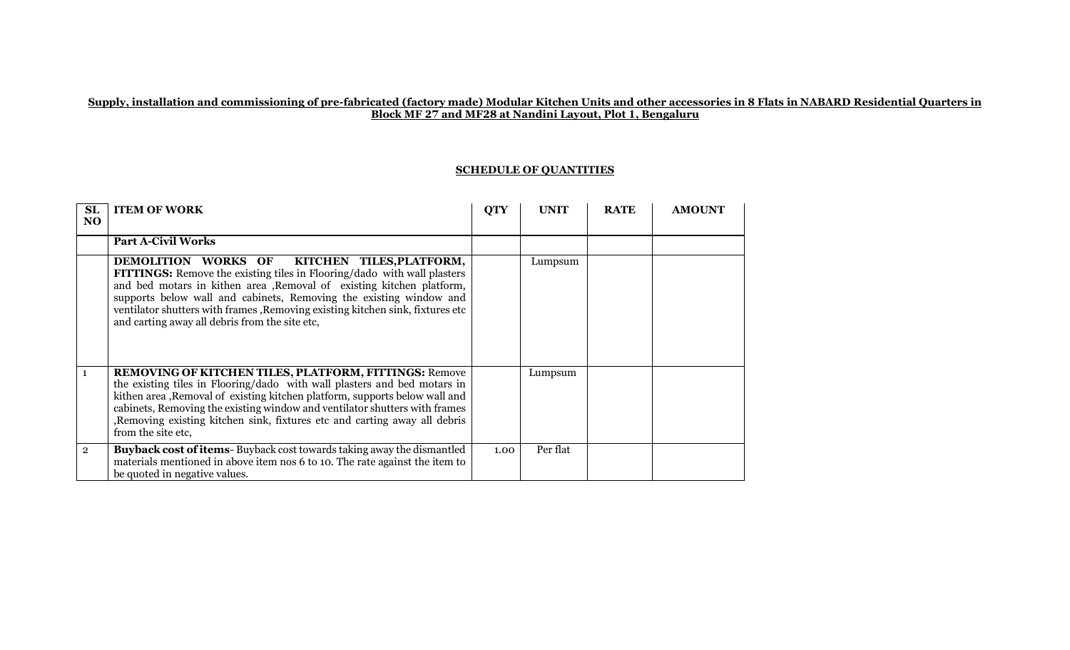**Supply, installation and commissioning of pre-fabricated (factory made) Modular Kitchen Units and other accessories in 8 Flats in NABARD Residential Quarters in Block MF 27 and MF28 at Nandini Layout, Plot 1, Bengaluru**

**SCHEDULE OF QUANTITIES**

| SL NO | ITEM OF WORK | QTY | UNIT | RATE | AMOUNT |
|---|---|---|---|---|---|
| | **Part A-Civil Works** | | | | |
| | **DEMOLITION WORKS OF KITCHEN TILES,PLATFORM, FITTINGS:** Remove the existing tiles in Flooring/dado with wall plasters and bed motars in kithen area ,Removal of existing kitchen platform, supports below wall and cabinets, Removing the existing window and ventilator shutters with frames ,Removing existing kitchen sink, fixtures etc and carting away all debris from the site etc, | | Lumpsum | | |
| 1 | **REMOVING OF KITCHEN TILES, PLATFORM, FITTINGS:** Remove the existing tiles in Flooring/dado with wall plasters and bed motars in kithen area ,Removal of existing kitchen platform, supports below wall and cabinets, Removing the existing window and ventilator shutters with frames ,Removing existing kitchen sink, fixtures etc and carting away all debris from the site etc, | | Lumpsum | | |
| 2 | **Buyback cost of items**- Buyback cost towards taking away the dismantled materials mentioned in above item nos 6 to 10. The rate against the item to be quoted in negative values. | 1.00 | Per flat | | |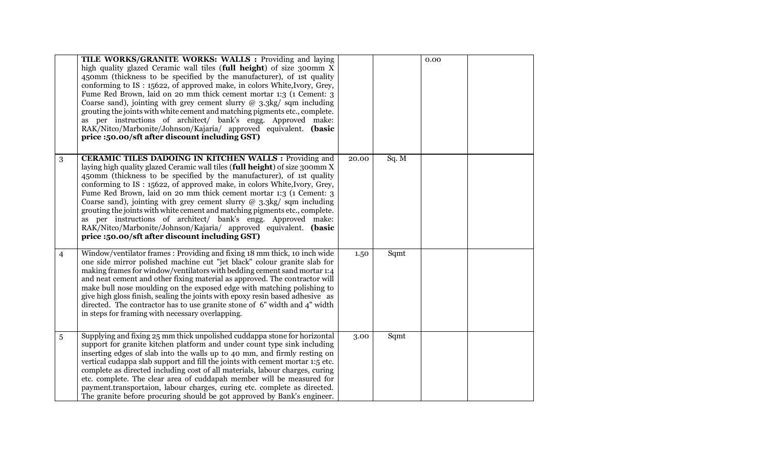| | | | | | |
|---|---|---|---|---|---|
| | **TILE WORKS/GRANITE WORKS: WALLS :** Providing and laying high quality glazed Ceramic wall tiles (**full height**) of size 300mm X 450mm (thickness to be specified by the manufacturer), of 1st quality conforming to IS : 15622, of approved make, in colors White,Ivory, Grey, Fume Red Brown, laid on 20 mm thick cement mortar 1:3 (1 Cement: 3 Coarse sand), jointing with grey cement slurry @ 3.3kg/ sqm including grouting the joints with white cement and matching pigments etc., complete. as per instructions of architect/ bank's engg. Approved make: RAK/Nitco/Marbonite/Johnson/Kajaria/ approved equivalent. **(basic price :50.00/sft after discount including GST)** | | | 0.00 | |
| 3 | **CERAMIC TILES DADOING IN KITCHEN WALLS :** Providing and laying high quality glazed Ceramic wall tiles (**full height**) of size 300mm X 450mm (thickness to be specified by the manufacturer), of 1st quality conforming to IS : 15622, of approved make, in colors White,Ivory, Grey, Fume Red Brown, laid on 20 mm thick cement mortar 1:3 (1 Cement: 3 Coarse sand), jointing with grey cement slurry @ 3.3kg/ sqm including grouting the joints with white cement and matching pigments etc., complete. as per instructions of architect/ bank's engg. Approved make: RAK/Nitco/Marbonite/Johnson/Kajaria/ approved equivalent. **(basic price :50.00/sft after discount including GST)** | 20.00 | Sq. M | | |
| 4 | Window/ventilator frames : Providing and fixing 18 mm thick, 10 inch wide one side mirror polished machine cut "jet black" colour granite slab for making frames for window/ventilators with bedding cement sand mortar 1:4 and neat cement and other fixing material as approved. The contractor will make bull nose moulding on the exposed edge with matching polishing to give high gloss finish, sealing the joints with epoxy resin based adhesive as directed. The contractor has to use granite stone of 6" width and 4" width in steps for framing with necessary overlapping. | 1.50 | Sqmt | | |
| 5 | Supplying and fixing 25 mm thick unpolished cuddappa stone for horizontal support for granite kitchen platform and under count type sink including inserting edges of slab into the walls up to 40 mm, and firmly resting on vertical cudappa slab support and fill the joints with cement mortar 1:5 etc. complete as directed including cost of all materials, labour charges, curing etc. complete. The clear area of cuddapah member will be measured for payment.transportaion, labour charges, curing etc. complete as directed. The granite before procuring should be got approved by Bank's engineer. | 3.00 | Sqmt | | |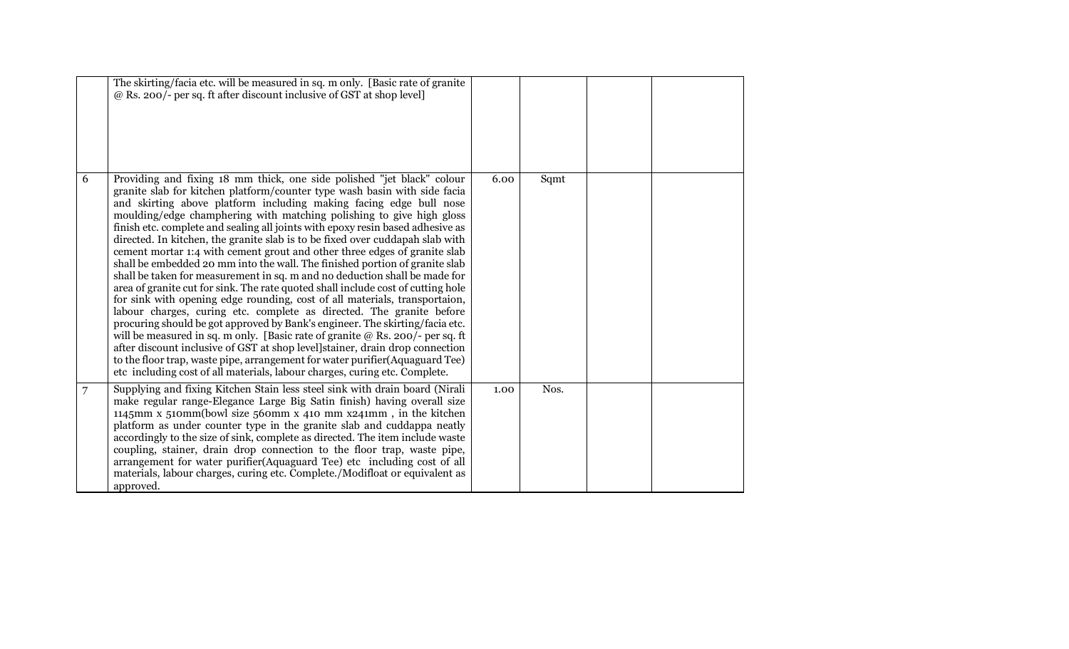| | | | | | |
|---|---|---|---|---|---|
| | The skirting/facia etc. will be measured in sq. m only. [Basic rate of granite @ Rs. 200/- per sq. ft after discount inclusive of GST at shop level] | | | | |
| 6 | Providing and fixing 18 mm thick, one side polished "jet black" colour granite slab for kitchen platform/counter type wash basin with side facia and skirting above platform including making facing edge bull nose moulding/edge champhering with matching polishing to give high gloss finish etc. complete and sealing all joints with epoxy resin based adhesive as directed. In kitchen, the granite slab is to be fixed over cuddapah slab with cement mortar 1:4 with cement grout and other three edges of granite slab shall be embedded 20 mm into the wall. The finished portion of granite slab shall be taken for measurement in sq. m and no deduction shall be made for area of granite cut for sink. The rate quoted shall include cost of cutting hole for sink with opening edge rounding, cost of all materials, transportaion, labour charges, curing etc. complete as directed. The granite before procuring should be got approved by Bank's engineer. The skirting/facia etc. will be measured in sq. m only. [Basic rate of granite @ Rs. 200/- per sq. ft after discount inclusive of GST at shop level]stainer, drain drop connection to the floor trap, waste pipe, arrangement for water purifier(Aquaguard Tee) etc including cost of all materials, labour charges, curing etc. Complete. | 6.00 | Sqmt | | |
| 7 | Supplying and fixing Kitchen Stain less steel sink with drain board (Nirali make regular range-Elegance Large Big Satin finish) having overall size 1145mm x 510mm(bowl size 560mm x 410 mm x241mm , in the kitchen platform as under counter type in the granite slab and cuddappa neatly accordingly to the size of sink, complete as directed. The item include waste coupling, stainer, drain drop connection to the floor trap, waste pipe, arrangement for water purifier(Aquaguard Tee) etc including cost of all materials, labour charges, curing etc. Complete./Modifloat or equivalent as approved. | 1.00 | Nos. | | |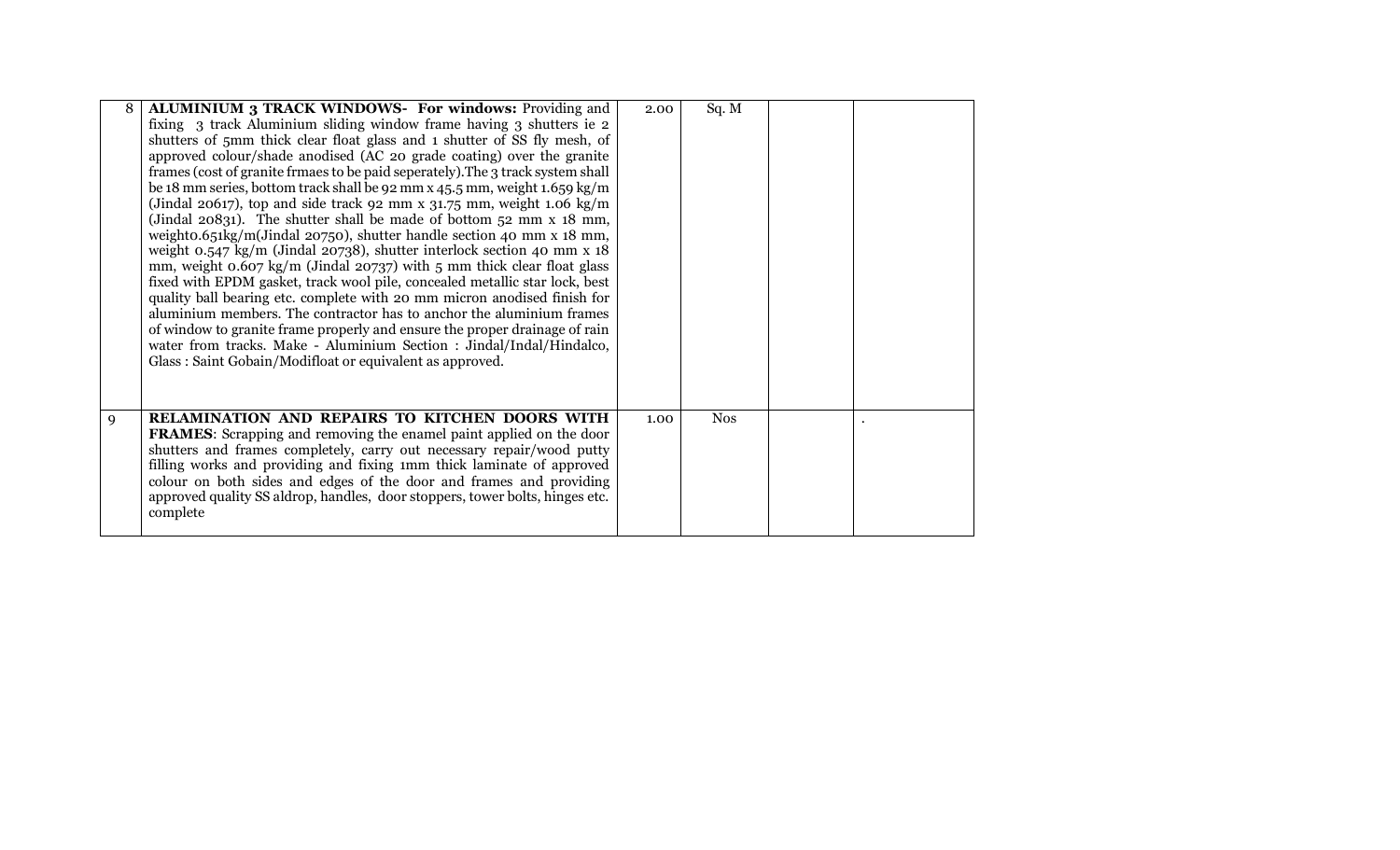| 8 | **ALUMINIUM 3 TRACK WINDOWS- For windows:** Providing and fixing 3 track Aluminium sliding window frame having 3 shutters ie 2 shutters of 5mm thick clear float glass and 1 shutter of SS fly mesh, of approved colour/shade anodised (AC 20 grade coating) over the granite frames (cost of granite frmaes to be paid seperately).The 3 track system shall be 18 mm series, bottom track shall be 92 mm x 45.5 mm, weight 1.659 kg/m (Jindal 20617), top and side track 92 mm x 31.75 mm, weight 1.06 kg/m (Jindal 20831). The shutter shall be made of bottom 52 mm x 18 mm, weight0.651kg/m(Jindal 20750), shutter handle section 40 mm x 18 mm, weight 0.547 kg/m (Jindal 20738), shutter interlock section 40 mm x 18 mm, weight 0.607 kg/m (Jindal 20737) with 5 mm thick clear float glass fixed with EPDM gasket, track wool pile, concealed metallic star lock, best quality ball bearing etc. complete with 20 mm micron anodised finish for aluminium members. The contractor has to anchor the aluminium frames of window to granite frame properly and ensure the proper drainage of rain water from tracks. Make - Aluminium Section : Jindal/Indal/Hindalco, Glass : Saint Gobain/Modifloat or equivalent as approved. | 2.00 | Sq. M | | |
|---|---|---|---|---|---|
| 9 | **RELAMINATION AND REPAIRS TO KITCHEN DOORS WITH FRAMES**: Scrapping and removing the enamel paint applied on the door shutters and frames completely, carry out necessary repair/wood putty filling works and providing and fixing 1mm thick laminate of approved colour on both sides and edges of the door and frames and providing approved quality SS aldrop, handles, door stoppers, tower bolts, hinges etc. complete | 1.00 | Nos | | . |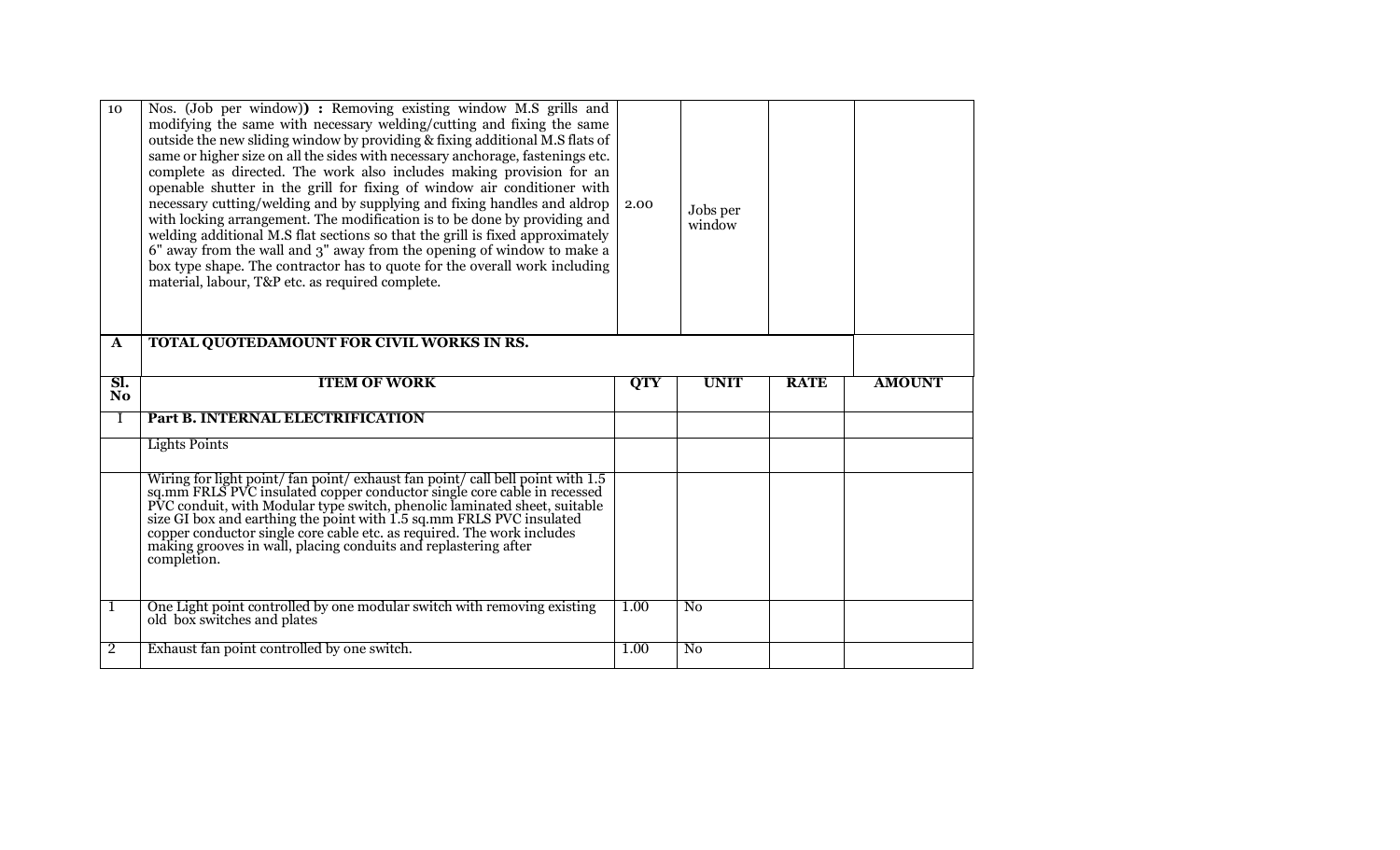| 10 | Nos. (Job per window)) **:** Removing existing window M.S grills and modifying the same with necessary welding/cutting and fixing the same outside the new sliding window by providing & fixing additional M.S flats of same or higher size on all the sides with necessary anchorage, fastenings etc. complete as directed. The work also includes making provision for an openable shutter in the grill for fixing of window air conditioner with necessary cutting/welding and by supplying and fixing handles and aldrop with locking arrangement. The modification is to be done by providing and welding additional M.S flat sections so that the grill is fixed approximately 6" away from the wall and 3" away from the opening of window to make a box type shape. The contractor has to quote for the overall work including material, labour, T&P etc. as required complete. | 2.00 | Jobs per window | | |
|---|---|---|---|---|---|
| **A** | **TOTAL QUOTEDAMOUNT FOR CIVIL WORKS IN RS.** | | | | |
| **Sl. No** | **ITEM OF WORK** | **QTY** | **UNIT** | **RATE** | **AMOUNT** |
| I | **Part B. INTERNAL ELECTRIFICATION** | | | | |
| | Lights Points | | | | |
| | Wiring for light point/ fan point/ exhaust fan point/ call bell point with 1.5 sq.mm FRLS PVC insulated copper conductor single core cable in recessed PVC conduit, with Modular type switch, phenolic laminated sheet, suitable size GI box and earthing the point with 1.5 sq.mm FRLS PVC insulated copper conductor single core cable etc. as required. The work includes making grooves in wall, placing conduits and replastering after completion. | | | | |
| 1 | One Light point controlled by one modular switch with removing existing old box switches and plates | 1.00 | No | | |
| 2 | Exhaust fan point controlled by one switch. | 1.00 | No | | |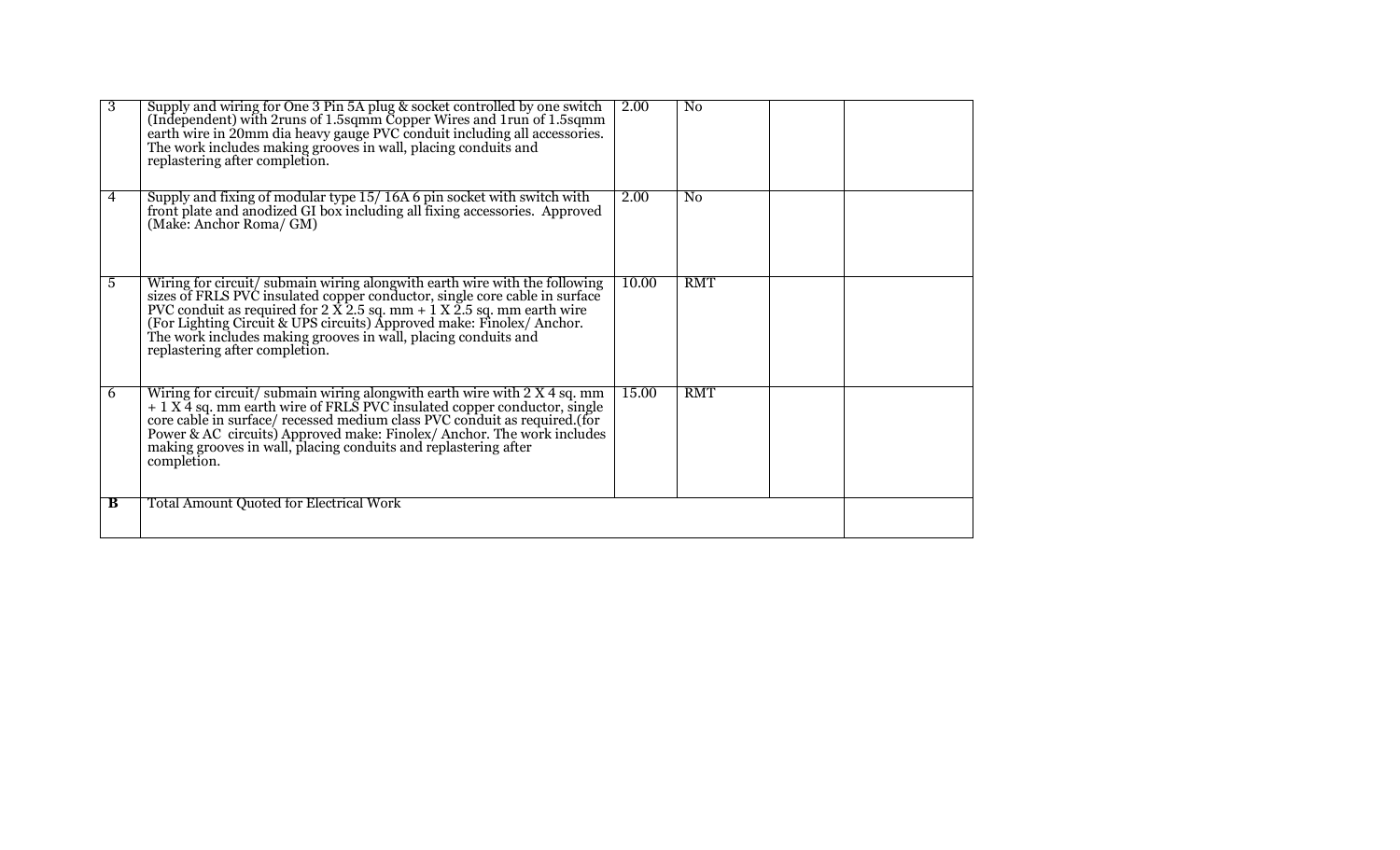| | | | | | |
|---|---|---|---|---|---|
| 3 | Supply and wiring for One 3 Pin 5A plug & socket controlled by one switch (Independent) with 2runs of 1.5sqmm Copper Wires and 1run of 1.5sqmm earth wire in 20mm dia heavy gauge PVC conduit including all accessories. The work includes making grooves in wall, placing conduits and replastering after completion. | 2.00 | No | | |
| 4 | Supply and fixing of modular type 15/ 16A 6 pin socket with switch with front plate and anodized GI box including all fixing accessories. Approved (Make: Anchor Roma/ GM) | 2.00 | No | | |
| 5 | Wiring for circuit/ submain wiring alongwith earth wire with the following sizes of FRLS PVC insulated copper conductor, single core cable in surface PVC conduit as required for 2 X 2.5 sq. mm + 1 X 2.5 sq. mm earth wire (For Lighting Circuit & UPS circuits) Approved make: Finolex/ Anchor. The work includes making grooves in wall, placing conduits and replastering after completion. | 10.00 | RMT | | |
| 6 | Wiring for circuit/ submain wiring alongwith earth wire with 2 X 4 sq. mm + 1 X 4 sq. mm earth wire of FRLS PVC insulated copper conductor, single core cable in surface/ recessed medium class PVC conduit as required.(for Power & AC circuits) Approved make: Finolex/ Anchor. The work includes making grooves in wall, placing conduits and replastering after completion. | 15.00 | RMT | | |
| **B** | Total Amount Quoted for Electrical Work | | | | |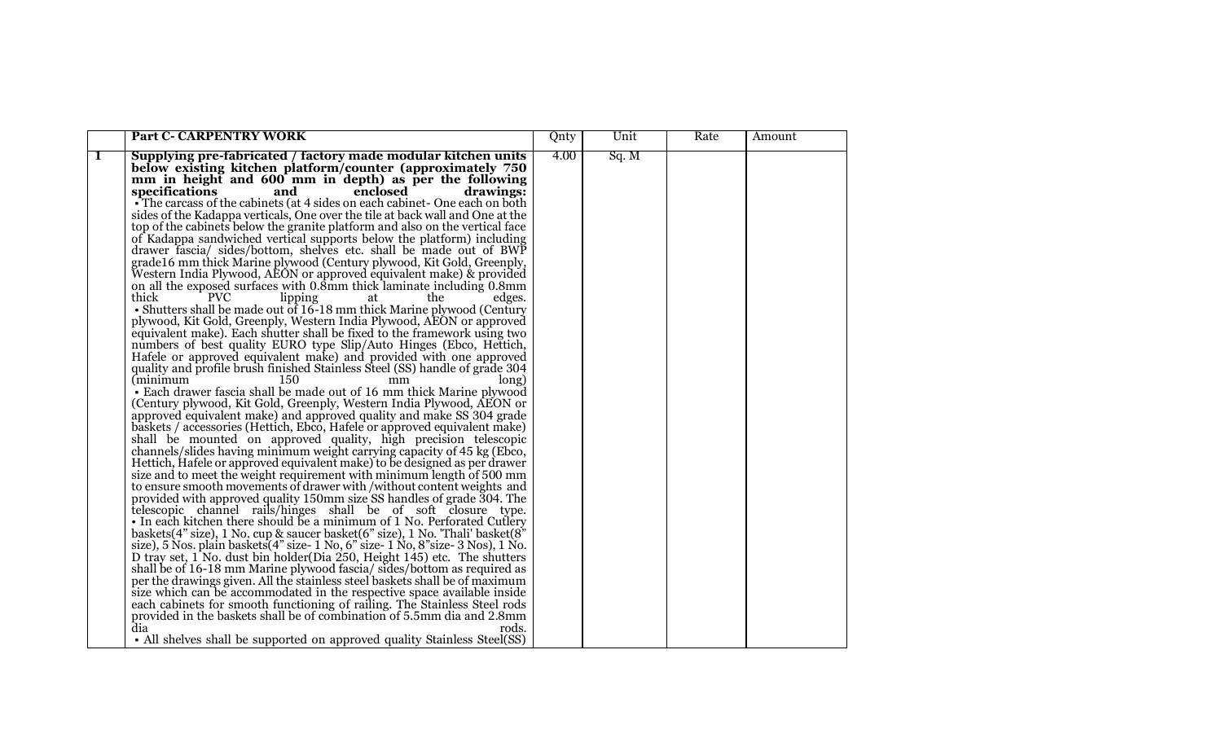| | Part C- CARPENTRY WORK | Qnty | Unit | Rate | Amount |
|---|---|---|---|---|---|
| 1 | **Supplying pre-fabricated / factory made modular kitchen units below existing kitchen platform/counter (approximately 750 mm in height and 600 mm in depth) as per the following specifications and enclosed drawings:**<br>• The carcass of the cabinets (at 4 sides on each cabinet- One each on both sides of the Kadappa verticals, One over the tile at back wall and One at the top of the cabinets below the granite platform and also on the vertical face of Kadappa sandwiched vertical supports below the platform) including drawer fascia/ sides/bottom, shelves etc. shall be made out of BWP grade16 mm thick Marine plywood (Century plywood, Kit Gold, Greenply, Western India Plywood, AEON or approved equivalent make) & provided on all the exposed surfaces with 0.8mm thick laminate including 0.8mm thick PVC lipping at the edges.<br>• Shutters shall be made out of 16-18 mm thick Marine plywood (Century plywood, Kit Gold, Greenply, Western India Plywood, AEON or approved equivalent make). Each shutter shall be fixed to the framework using two numbers of best quality EURO type Slip/Auto Hinges (Ebco, Hettich, Hafele or approved equivalent make) and provided with one approved quality and profile brush finished Stainless Steel (SS) handle of grade 304 (minimum 150 mm long)<br>• Each drawer fascia shall be made out of 16 mm thick Marine plywood (Century plywood, Kit Gold, Greenply, Western India Plywood, AEON or approved equivalent make) and approved quality and make SS 304 grade baskets / accessories (Hettich, Ebco, Hafele or approved equivalent make) shall be mounted on approved quality, high precision telescopic channels/slides having minimum weight carrying capacity of 45 kg (Ebco, Hettich, Hafele or approved equivalent make) to be designed as per drawer size and to meet the weight requirement with minimum length of 500 mm to ensure smooth movements of drawer with /without content weights and provided with approved quality 150mm size SS handles of grade 304. The telescopic channel rails/hinges shall be of soft closure type.<br>• In each kitchen there should be a minimum of 1 No. Perforated Cutlery baskets(4" size), 1 No. cup & saucer basket(6" size), 1 No. 'Thali' basket(8" size), 5 Nos. plain baskets(4" size- 1 No, 6" size- 1 No, 8"size- 3 Nos), 1 No. D tray set, 1 No. dust bin holder(Dia 250, Height 145) etc. The shutters shall be of 16-18 mm Marine plywood fascia/ sides/bottom as required as per the drawings given. All the stainless steel baskets shall be of maximum size which can be accommodated in the respective space available inside each cabinets for smooth functioning of railing. The Stainless Steel rods provided in the baskets shall be of combination of 5.5mm dia and 2.8mm dia rods.<br>• All shelves shall be supported on approved quality Stainless Steel(SS) | 4.00 | Sq. M | | |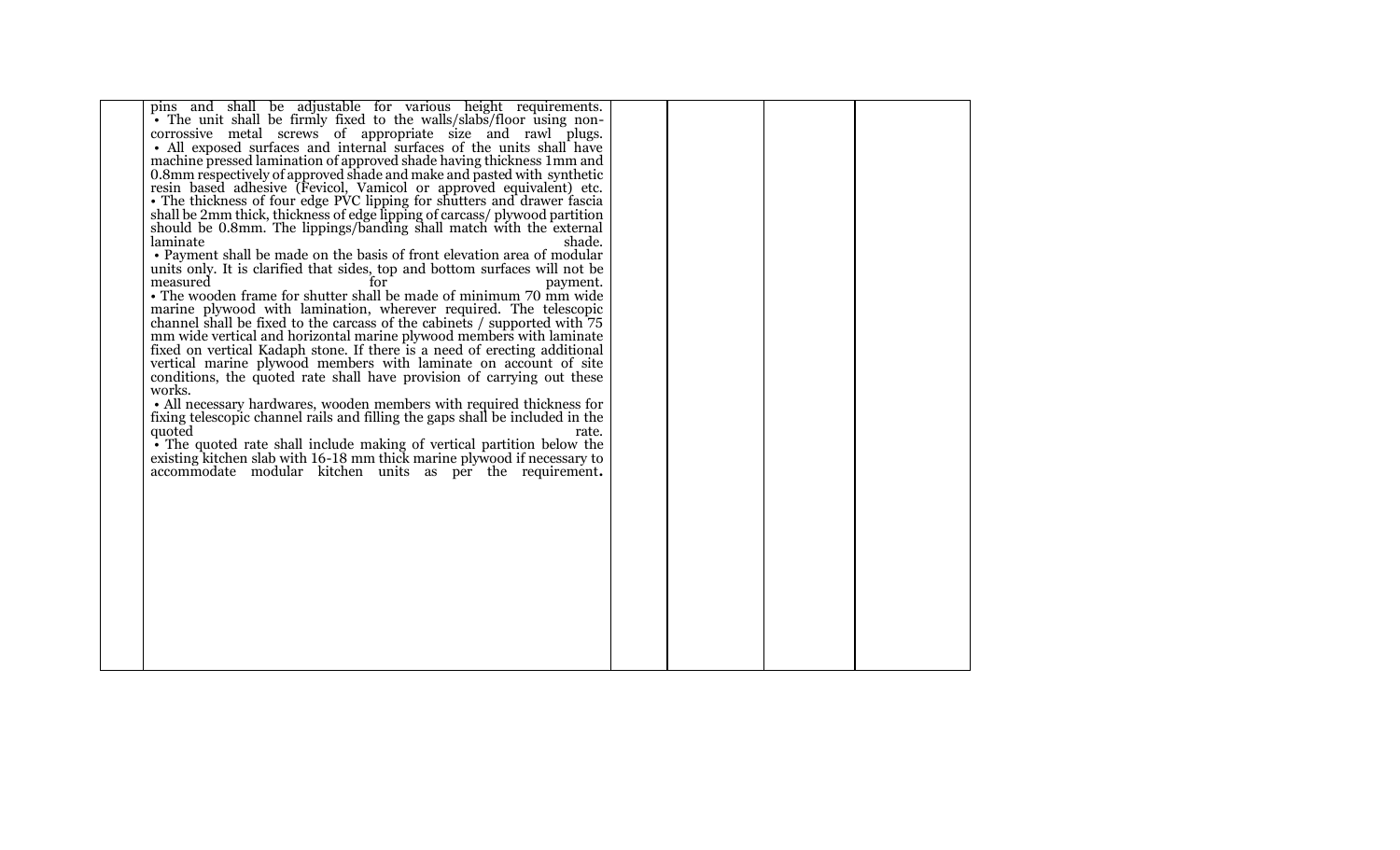|  |  |  |  |  |  |
|---|---|---|---|---|---|
|  | pins and shall be adjustable for various height requirements.<br>• The unit shall be firmly fixed to the walls/slabs/floor using non-corrossive metal screws of appropriate size and rawl plugs.<br>• All exposed surfaces and internal surfaces of the units shall have machine pressed lamination of approved shade having thickness 1mm and 0.8mm respectively of approved shade and make and pasted with synthetic resin based adhesive (Fevicol, Vamicol or approved equivalent) etc.<br>• The thickness of four edge PVC lipping for shutters and drawer fascia shall be 2mm thick, thickness of edge lipping of carcass/ plywood partition should be 0.8mm. The lippings/banding shall match with the external laminate shade.<br>• Payment shall be made on the basis of front elevation area of modular units only. It is clarified that sides, top and bottom surfaces will not be measured for payment.<br>• The wooden frame for shutter shall be made of minimum 70 mm wide marine plywood with lamination, wherever required. The telescopic channel shall be fixed to the carcass of the cabinets / supported with 75 mm wide vertical and horizontal marine plywood members with laminate fixed on vertical Kadaph stone. If there is a need of erecting additional vertical marine plywood members with laminate on account of site conditions, the quoted rate shall have provision of carrying out these works.<br>• All necessary hardwares, wooden members with required thickness for fixing telescopic channel rails and filling the gaps shall be included in the quoted rate.<br>• The quoted rate shall include making of vertical partition below the existing kitchen slab with 16-18 mm thick marine plywood if necessary to accommodate modular kitchen units as per the requirement. |  |  |  |  |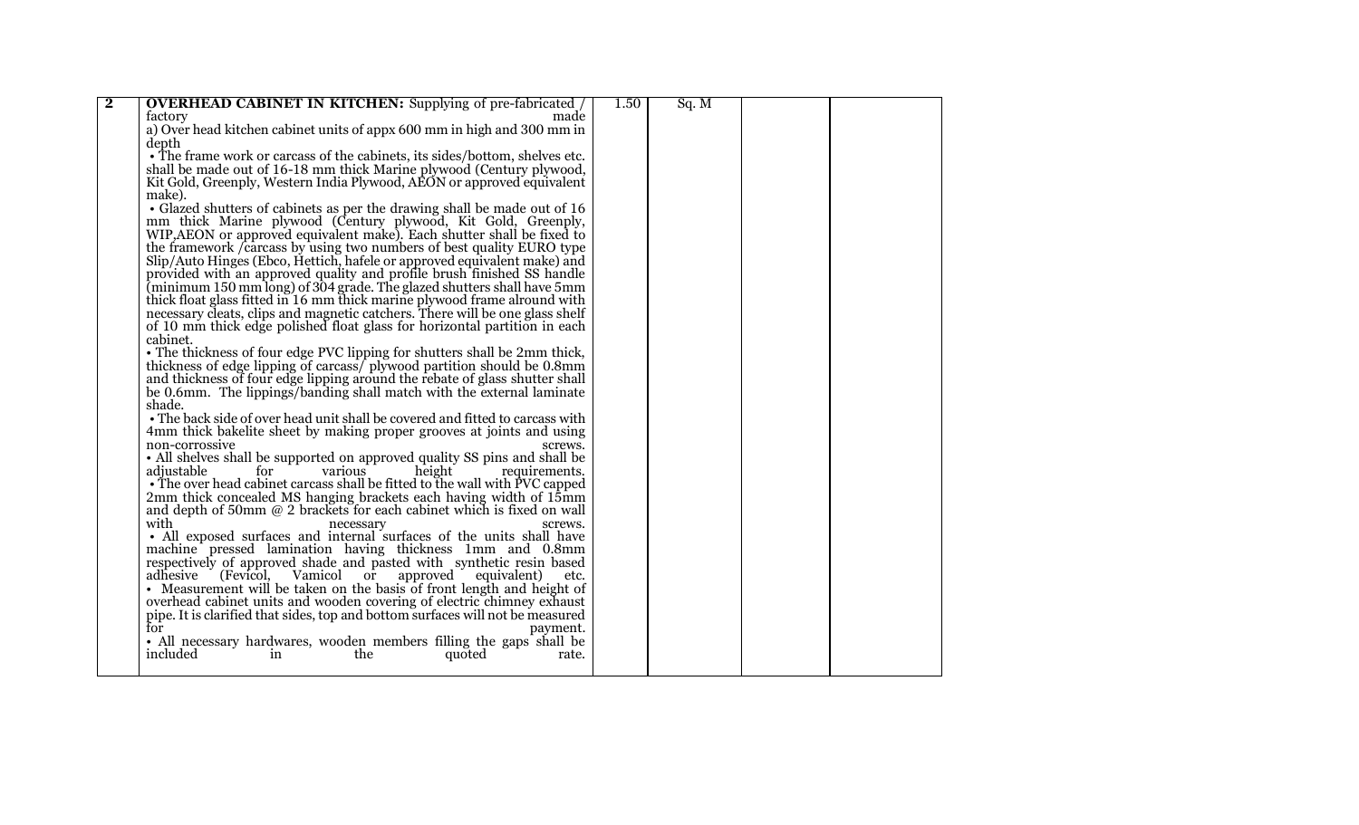| 2 | **OVERHEAD CABINET IN KITCHEN:** Supplying of pre-fabricated / factory made<br>a) Over head kitchen cabinet units of appx 600 mm in high and 300 mm in depth<br>• The frame work or carcass of the cabinets, its sides/bottom, shelves etc. shall be made out of 16-18 mm thick Marine plywood (Century plywood, Kit Gold, Greenply, Western India Plywood, AEON or approved equivalent make).<br>• Glazed shutters of cabinets as per the drawing shall be made out of 16 mm thick Marine plywood (Century plywood, Kit Gold, Greenply, WIP,AEON or approved equivalent make). Each shutter shall be fixed to the framework /carcass by using two numbers of best quality EURO type Slip/Auto Hinges (Ebco, Hettich, hafele or approved equivalent make) and provided with an approved quality and profile brush finished SS handle (minimum 150 mm long) of 304 grade. The glazed shutters shall have 5mm thick float glass fitted in 16 mm thick marine plywood frame alround with necessary cleats, clips and magnetic catchers. There will be one glass shelf of 10 mm thick edge polished float glass for horizontal partition in each cabinet.<br>• The thickness of four edge PVC lipping for shutters shall be 2mm thick, thickness of edge lipping of carcass/ plywood partition should be 0.8mm and thickness of four edge lipping around the rebate of glass shutter shall be 0.6mm. The lippings/banding shall match with the external laminate shade.<br>• The back side of over head unit shall be covered and fitted to carcass with 4mm thick bakelite sheet by making proper grooves at joints and using non-corrossive screws.<br>• All shelves shall be supported on approved quality SS pins and shall be adjustable for various height requirements.<br>• The over head cabinet carcass shall be fitted to the wall with PVC capped 2mm thick concealed MS hanging brackets each having width of 15mm and depth of 50mm @ 2 brackets for each cabinet which is fixed on wall with necessary screws.<br>• All exposed surfaces and internal surfaces of the units shall have machine pressed lamination having thickness 1mm and 0.8mm respectively of approved shade and pasted with synthetic resin based adhesive (Fevicol, Vamicol or approved equivalent) etc.<br>• Measurement will be taken on the basis of front length and height of overhead cabinet units and wooden covering of electric chimney exhaust pipe. It is clarified that sides, top and bottom surfaces will not be measured for payment.<br>• All necessary hardwares, wooden members filling the gaps shall be included in the quoted rate. | 1.50 | Sq. M | | |
|---|---|---|---|---|---|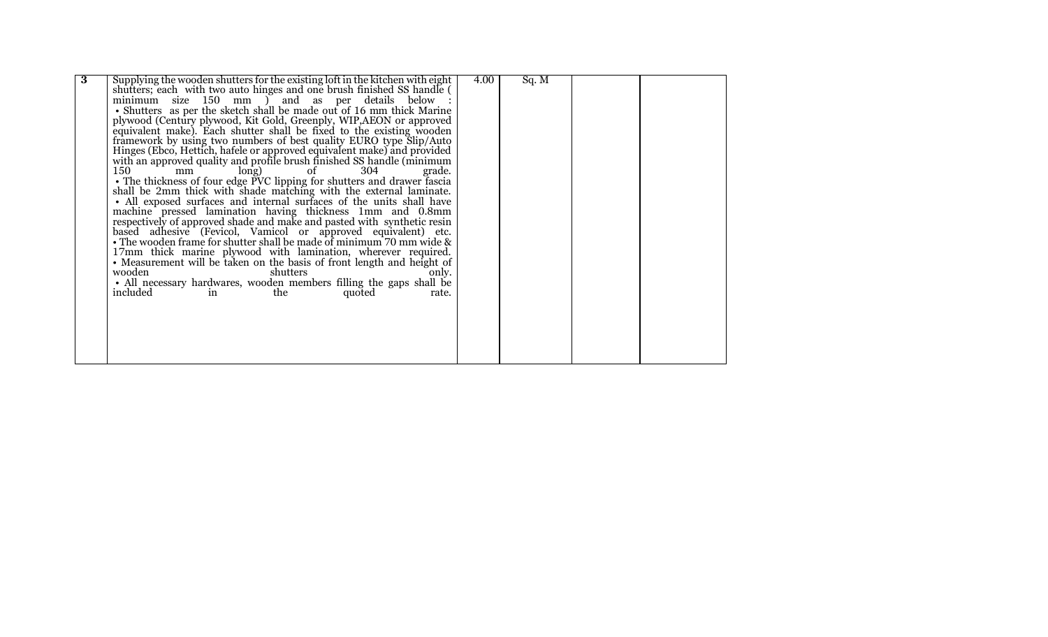| 3 | Supplying the wooden shutters for the existing loft in the kitchen with eight shutters; each with two auto hinges and one brush finished SS handle ( minimum size 150 mm ) and as per details below :<br>• Shutters as per the sketch shall be made out of 16 mm thick Marine plywood (Century plywood, Kit Gold, Greenply, WIP,AEON or approved equivalent make). Each shutter shall be fixed to the existing wooden framework by using two numbers of best quality EURO type Slip/Auto Hinges (Ebco, Hettich, hafele or approved equivalent make) and provided with an approved quality and profile brush finished SS handle (minimum 150 mm long) of 304 grade.<br>• The thickness of four edge PVC lipping for shutters and drawer fascia shall be 2mm thick with shade matching with the external laminate.<br>• All exposed surfaces and internal surfaces of the units shall have machine pressed lamination having thickness 1mm and 0.8mm respectively of approved shade and make and pasted with synthetic resin based adhesive (Fevicol, Vamicol or approved equivalent) etc.<br>• The wooden frame for shutter shall be made of minimum 70 mm wide & 17mm thick marine plywood with lamination, wherever required.<br>• Measurement will be taken on the basis of front length and height of wooden shutters only.<br>• All necessary hardwares, wooden members filling the gaps shall be included in the quoted rate. | 4.00 | Sq. M | | |
|---|---|---|---|---|---|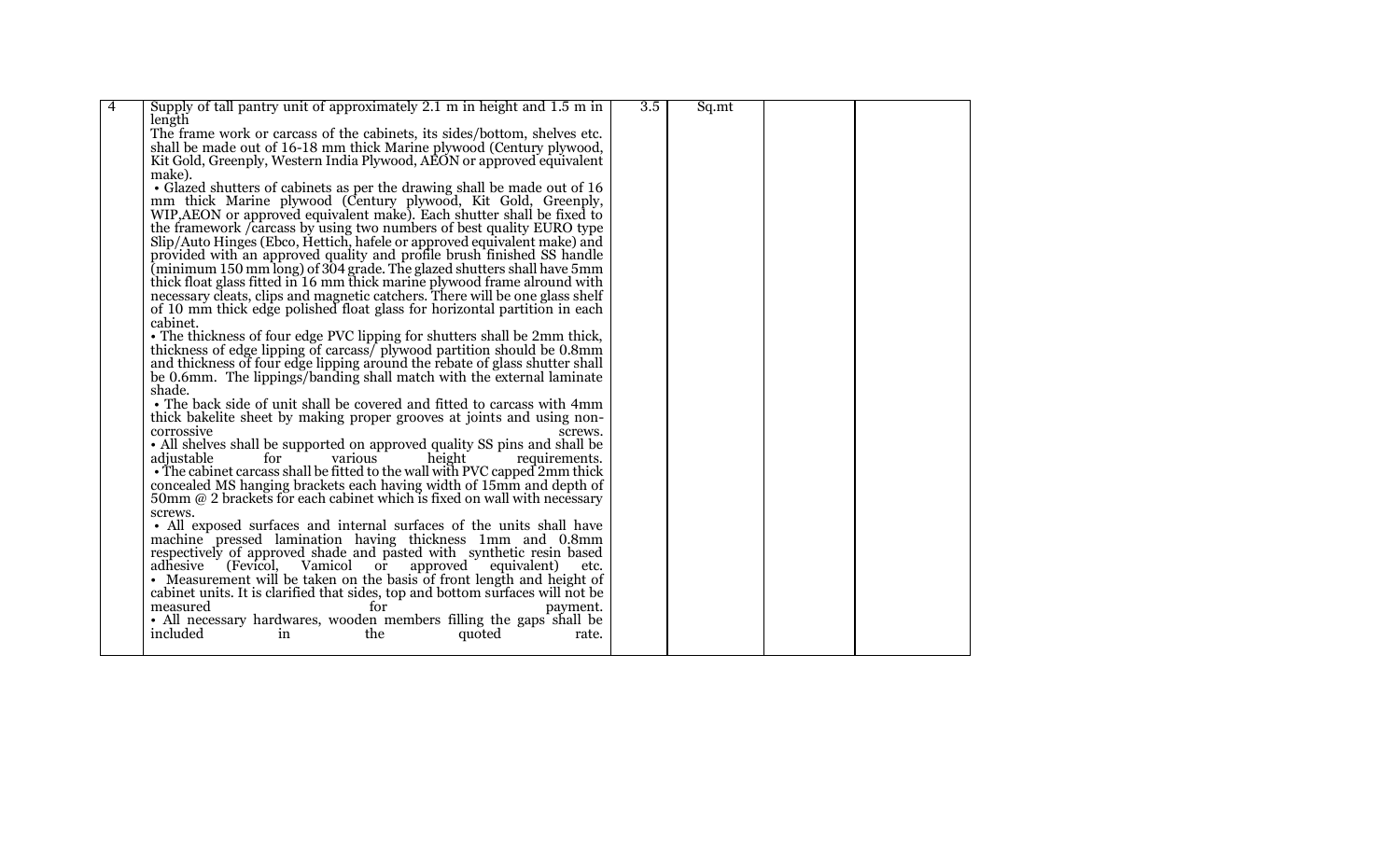| 4 | Supply of tall pantry unit of approximately 2.1 m in height and 1.5 m in length<br>The frame work or carcass of the cabinets, its sides/bottom, shelves etc. shall be made out of 16-18 mm thick Marine plywood (Century plywood, Kit Gold, Greenply, Western India Plywood, AEON or approved equivalent make).<br>• Glazed shutters of cabinets as per the drawing shall be made out of 16 mm thick Marine plywood (Century plywood, Kit Gold, Greenply, WIP,AEON or approved equivalent make). Each shutter shall be fixed to the framework /carcass by using two numbers of best quality EURO type Slip/Auto Hinges (Ebco, Hettich, hafele or approved equivalent make) and provided with an approved quality and profile brush finished SS handle (minimum 150 mm long) of 304 grade. The glazed shutters shall have 5mm thick float glass fitted in 16 mm thick marine plywood frame alround with necessary cleats, clips and magnetic catchers. There will be one glass shelf of 10 mm thick edge polished float glass for horizontal partition in each cabinet.<br>• The thickness of four edge PVC lipping for shutters shall be 2mm thick, thickness of edge lipping of carcass/ plywood partition should be 0.8mm and thickness of four edge lipping around the rebate of glass shutter shall be 0.6mm. The lippings/banding shall match with the external laminate shade.<br>• The back side of unit shall be covered and fitted to carcass with 4mm thick bakelite sheet by making proper grooves at joints and using non-corrossive screws.<br>• All shelves shall be supported on approved quality SS pins and shall be adjustable for various height requirements.<br>• The cabinet carcass shall be fitted to the wall with PVC capped 2mm thick concealed MS hanging brackets each having width of 15mm and depth of 50mm @ 2 brackets for each cabinet which is fixed on wall with necessary screws.<br>• All exposed surfaces and internal surfaces of the units shall have machine pressed lamination having thickness 1mm and 0.8mm respectively of approved shade and pasted with synthetic resin based adhesive (Fevicol, Vamicol or approved equivalent) etc.<br>• Measurement will be taken on the basis of front length and height of cabinet units. It is clarified that sides, top and bottom surfaces will not be measured for payment.<br>• All necessary hardwares, wooden members filling the gaps shall be included in the quoted rate. | 3.5 | Sq.mt | | |
|---|---|---|---|---|---|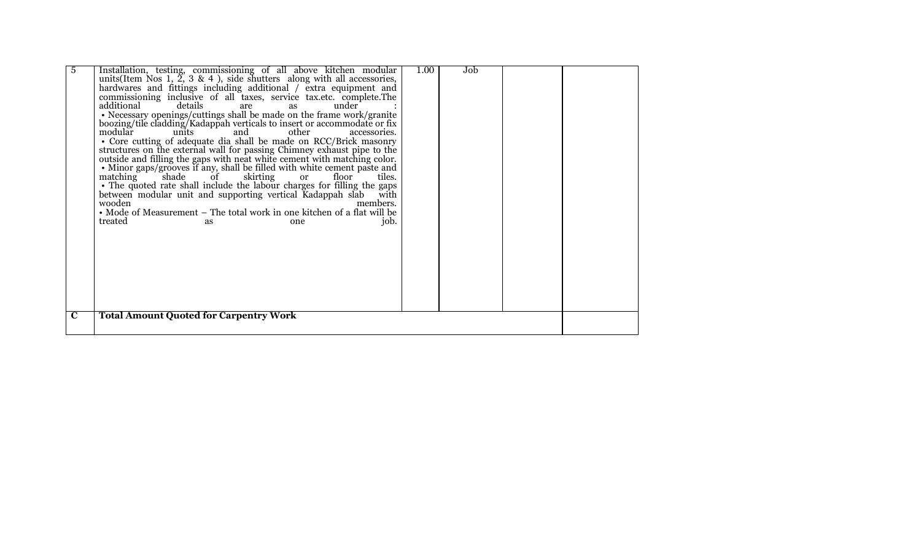| 5 | Installation, testing, commissioning of all above kitchen modular units(Item Nos 1, 2, 3 & 4 ), side shutters along with all accessories, hardwares and fittings including additional / extra equipment and commissioning inclusive of all taxes, service tax.etc. complete.The additional details are as under :<br>• Necessary openings/cuttings shall be made on the frame work/granite boozing/tile cladding/Kadappah verticals to insert or accommodate or fix modular units and other accessories.<br>• Core cutting of adequate dia shall be made on RCC/Brick masonry structures on the external wall for passing Chimney exhaust pipe to the outside and filling the gaps with neat white cement with matching color.<br>• Minor gaps/grooves if any, shall be filled with white cement paste and matching shade of skirting or floor tiles.<br>• The quoted rate shall include the labour charges for filling the gaps between modular unit and supporting vertical Kadappah slab with wooden members.<br>• Mode of Measurement – The total work in one kitchen of a flat will be treated as one job. | 1.00 | Job | | |
|---|---|---|---|---|---|
| **C** | **Total Amount Quoted for Carpentry Work** | | | | |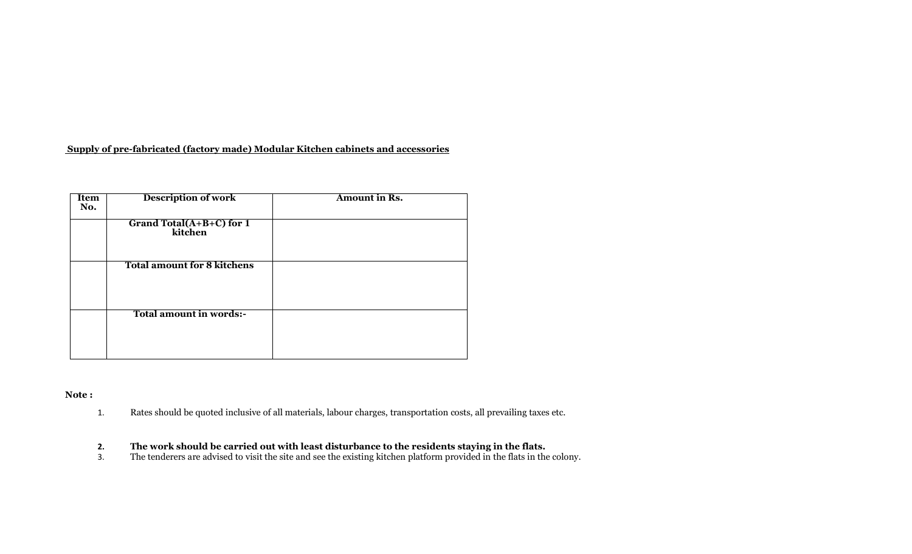**<u>Supply of pre-fabricated (factory made) Modular Kitchen cabinets and accessories</u>**

| Item No. | Description of work | Amount in Rs. |
|---|---|---|
| | **Grand Total(A+B+C) for 1 kitchen** | |
| | **Total amount for 8 kitchens** | |
| | **Total amount in words:-** | |

**Note :**

1. Rates should be quoted inclusive of all materials, labour charges, transportation costs, all prevailing taxes etc.
2. **The work should be carried out with least disturbance to the residents staying in the flats.**
3. The tenderers are advised to visit the site and see the existing kitchen platform provided in the flats in the colony.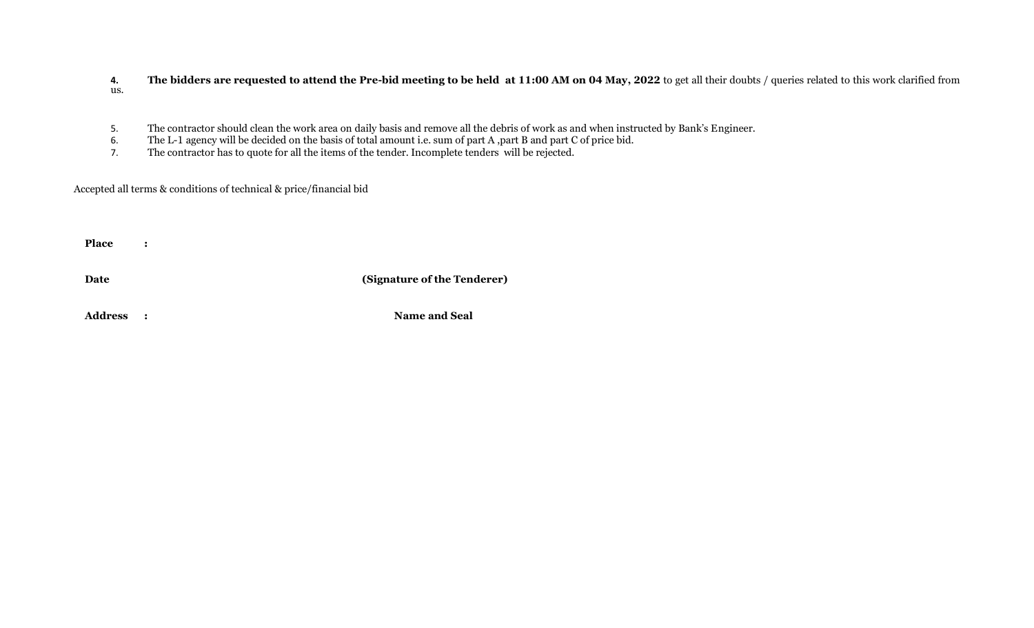4. **The bidders are requested to attend the Pre-bid meeting to be held at 11:00 AM on 04 May, 2022** to get all their doubts / queries related to this work clarified from us.

5. The contractor should clean the work area on daily basis and remove all the debris of work as and when instructed by Bank's Engineer.
6. The L-1 agency will be decided on the basis of total amount i.e. sum of part A ,part B and part C of price bid.
7. The contractor has to quote for all the items of the tender. Incomplete tenders will be rejected.

Accepted all terms & conditions of technical & price/financial bid

**Place :**

**Date** **(Signature of the Tenderer)**

**Address :** **Name and Seal**